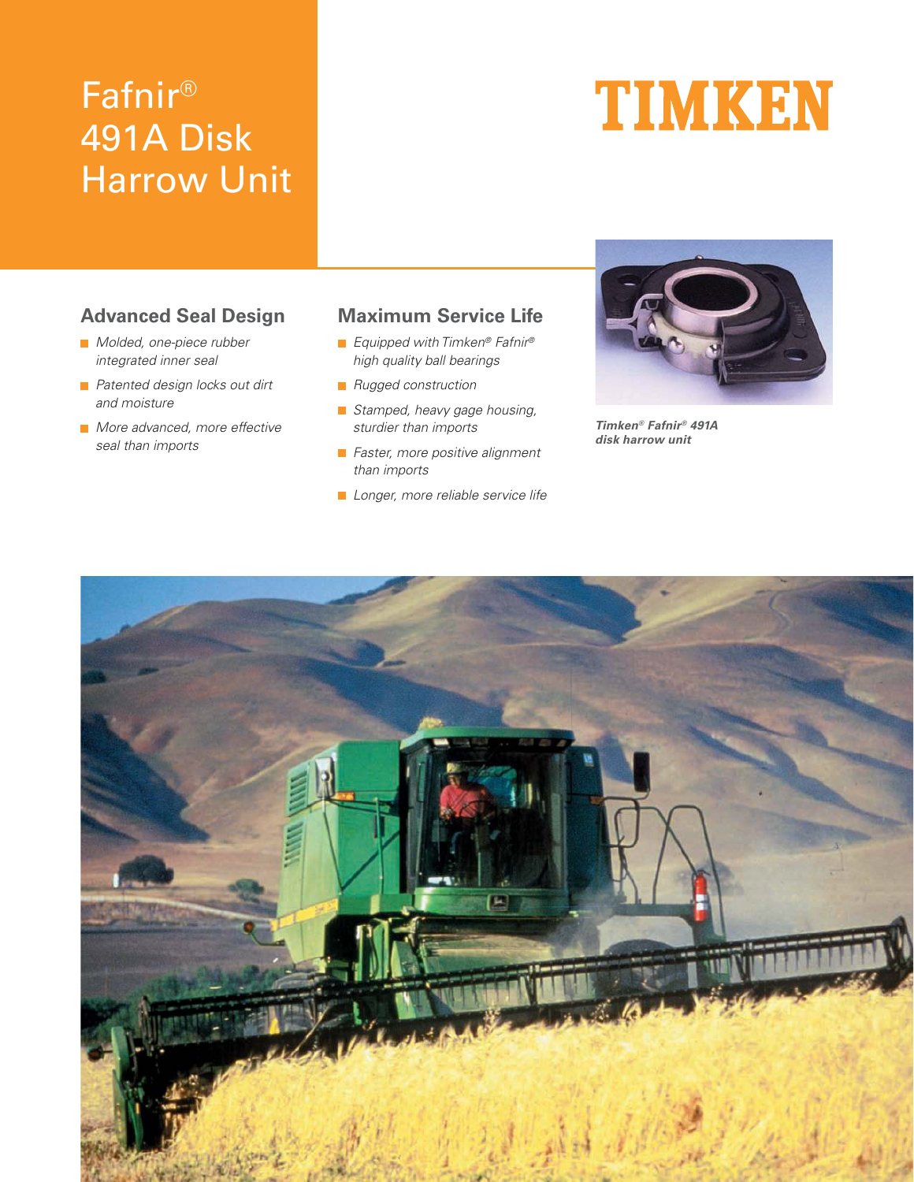# Fafnir® 491A Disk Harrow Unit

TIMKEN

## Advanced Seal Design

- *Molded, one-piece rubber integrated inner seal*
- *Patented design locks out dirt and moisture*
- *More advanced, more effective seal than imports*

## Maximum Service Life

- *Equipped with Timken® Fafnir® high quality ball bearings*
- *Rugged construction*
- *Stamped, heavy gage housing, sturdier than imports*
- *Faster, more positive alignment than imports*
- *Longer, more reliable service life*

***Timken® Fafnir® 491A disk harrow unit***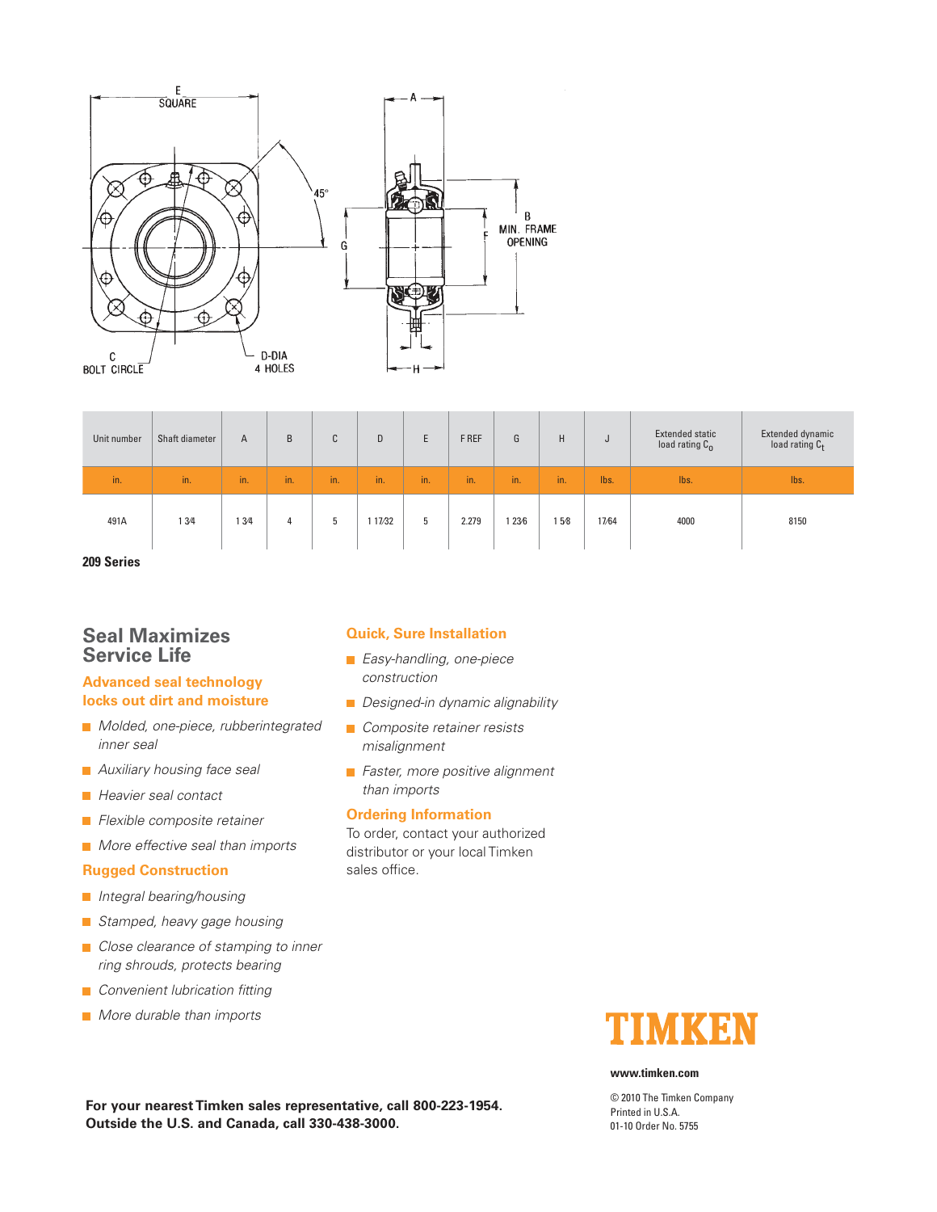E
SQUARE

45°

C
BOLT CIRCLE

D-DIA
4 HOLES

A

G

F

B
MIN. FRAME
OPENING

H

| Unit number | Shaft diameter | A | B | C | D | E | F REF | G | H | J | Extended static load rating $C_0$ | Extended dynamic load rating $C_t$ |
|---|---|---|---|---|---|---|---|---|---|---|---|---|
| in. | in. | in. | in. | in. | in. | in. | in. | in. | in. | lbs. | lbs. | lbs. |
| 491A | 1 3⁄4 | 1 3⁄4 | 4 | 5 | 1 17⁄32 | 5 | 2.279 | 1 23⁄6 | 1 5⁄8 | 17⁄64 | 4000 | 8150 |

**209 Series**

## Seal Maximizes Service Life

### Advanced seal technology locks out dirt and moisture

- *Molded, one-piece, rubberintegrated inner seal*
- *Auxiliary housing face seal*
- *Heavier seal contact*
- *Flexible composite retainer*
- *More effective seal than imports*

### Rugged Construction

- *Integral bearing/housing*
- *Stamped, heavy gage housing*
- *Close clearance of stamping to inner ring shrouds, protects bearing*
- *Convenient lubrication fitting*
- *More durable than imports*

### Quick, Sure Installation

- *Easy-handling, one-piece construction*
- *Designed-in dynamic alignability*
- *Composite retainer resists misalignment*
- *Faster, more positive alignment than imports*

### Ordering Information

To order, contact your authorized distributor or your local Timken sales office.

**For your nearest Timken sales representative, call 800-223-1954.**
**Outside the U.S. and Canada, call 330-438-3000.**

TIMKEN

**www.timken.com**

© 2010 The Timken Company
Printed in U.S.A.
01-10 Order No. 5755